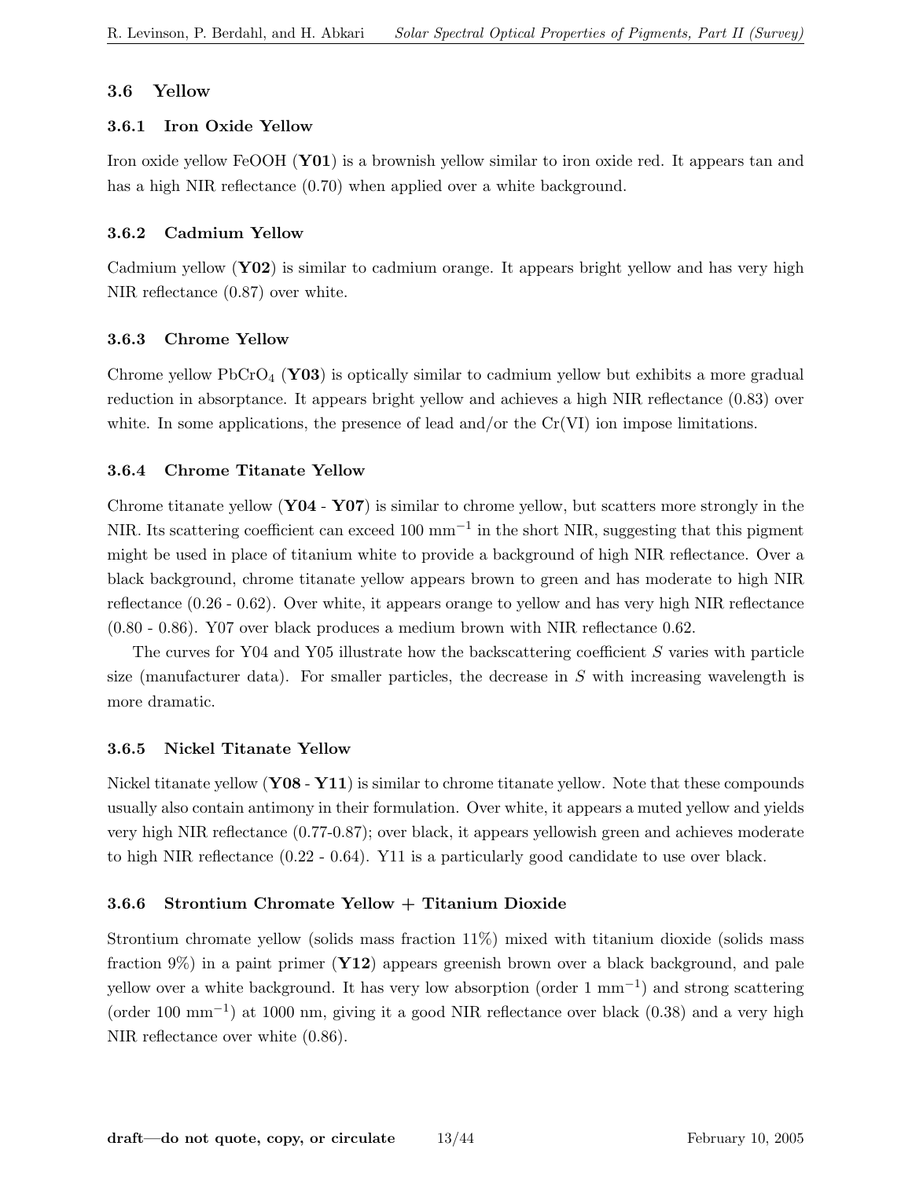### 3.6 Yellow

#### 3.6.1 Iron Oxide Yellow

Iron oxide yellow FeOOH (**Y01**) is a brownish yellow similar to iron oxide red. It appears tan and has a high NIR reflectance (0.70) when applied over a white background.

#### 3.6.2 Cadmium Yellow

Cadmium yellow (**Y02**) is similar to cadmium orange. It appears bright yellow and has very high NIR reflectance (0.87) over white.

#### 3.6.3 Chrome Yellow

Chrome yellow $PbCrO_4$ (**Y03**) is optically similar to cadmium yellow but exhibits a more gradual reduction in absorptance. It appears bright yellow and achieves a high NIR reflectance (0.83) over white. In some applications, the presence of lead and/or the Cr(VI) ion impose limitations.

#### 3.6.4 Chrome Titanate Yellow

Chrome titanate yellow (**Y04** - **Y07**) is similar to chrome yellow, but scatters more strongly in the NIR. Its scattering coefficient can exceed 100 $mm^{-1}$ in the short NIR, suggesting that this pigment might be used in place of titanium white to provide a background of high NIR reflectance. Over a black background, chrome titanate yellow appears brown to green and has moderate to high NIR reflectance (0.26 - 0.62). Over white, it appears orange to yellow and has very high NIR reflectance (0.80 - 0.86). Y07 over black produces a medium brown with NIR reflectance 0.62.

The curves for Y04 and Y05 illustrate how the backscattering coefficient $S$ varies with particle size (manufacturer data). For smaller particles, the decrease in $S$ with increasing wavelength is more dramatic.

#### 3.6.5 Nickel Titanate Yellow

Nickel titanate yellow (**Y08** - **Y11**) is similar to chrome titanate yellow. Note that these compounds usually also contain antimony in their formulation. Over white, it appears a muted yellow and yields very high NIR reflectance (0.77-0.87); over black, it appears yellowish green and achieves moderate to high NIR reflectance (0.22 - 0.64). Y11 is a particularly good candidate to use over black.

#### 3.6.6 Strontium Chromate Yellow + Titanium Dioxide

Strontium chromate yellow (solids mass fraction 11%) mixed with titanium dioxide (solids mass fraction 9%) in a paint primer (**Y12**) appears greenish brown over a black background, and pale yellow over a white background. It has very low absorption (order 1 $mm^{-1}$) and strong scattering (order 100 $mm^{-1}$) at 1000 nm, giving it a good NIR reflectance over black (0.38) and a very high NIR reflectance over white (0.86).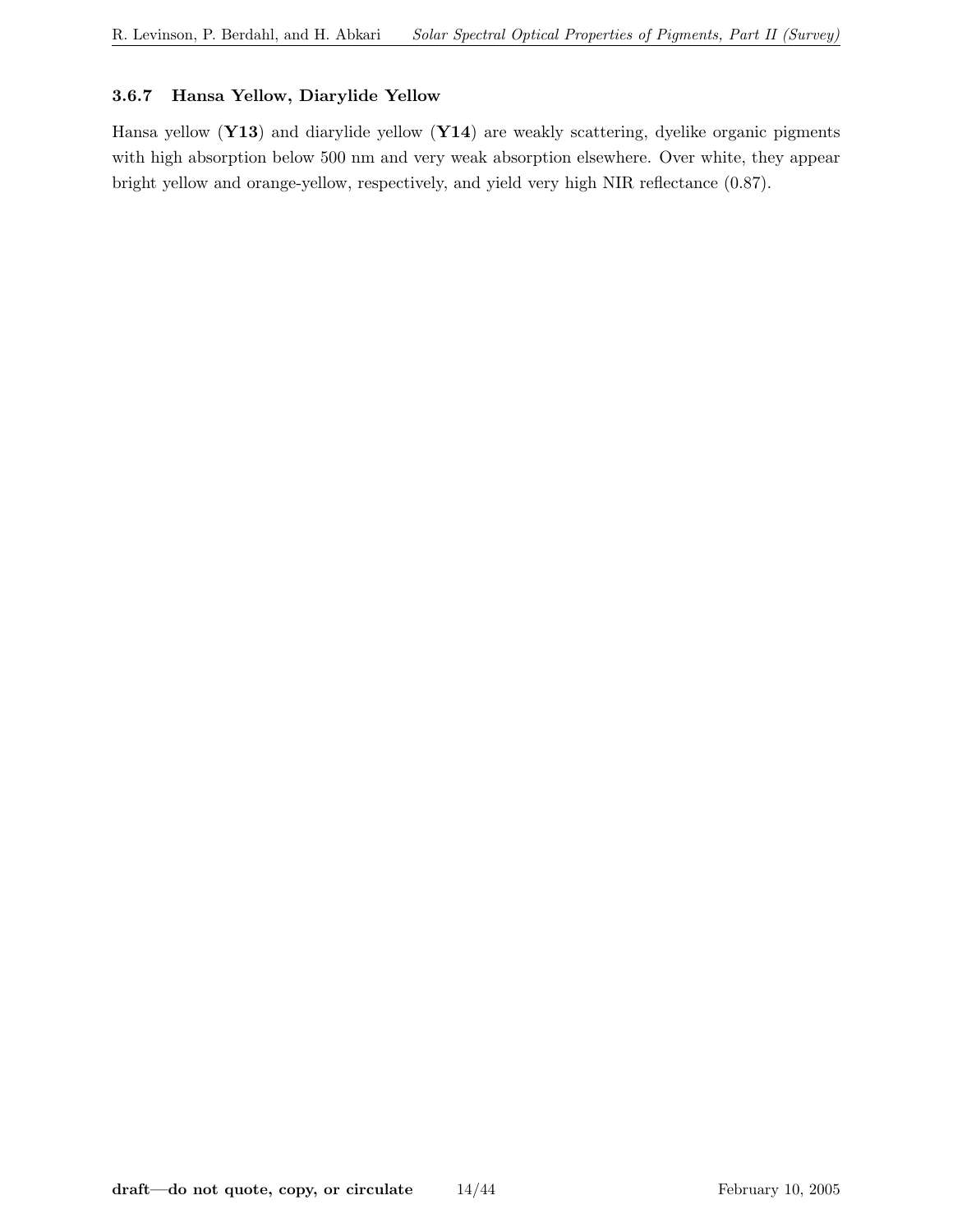### 3.6.7 Hansa Yellow, Diarylide Yellow

Hansa yellow (**Y13**) and diarylide yellow (**Y14**) are weakly scattering, dyelike organic pigments with high absorption below 500 nm and very weak absorption elsewhere. Over white, they appear bright yellow and orange-yellow, respectively, and yield very high NIR reflectance (0.87).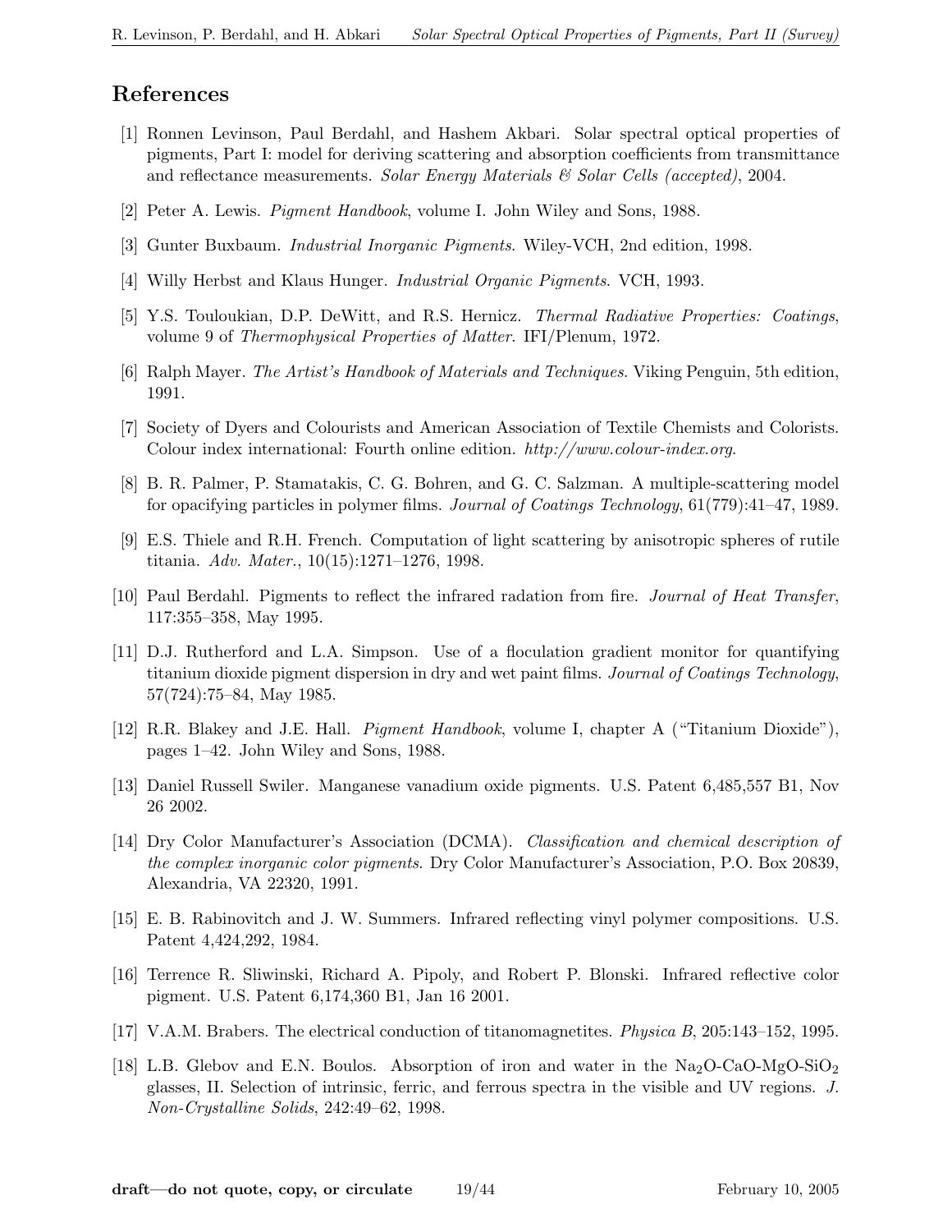# References

[1] Ronnen Levinson, Paul Berdahl, and Hashem Akbari. Solar spectral optical properties of pigments, Part I: model for deriving scattering and absorption coefficients from transmittance and reflectance measurements. *Solar Energy Materials & Solar Cells (accepted)*, 2004.

[2] Peter A. Lewis. *Pigment Handbook*, volume I. John Wiley and Sons, 1988.

[3] Gunter Buxbaum. *Industrial Inorganic Pigments*. Wiley-VCH, 2nd edition, 1998.

[4] Willy Herbst and Klaus Hunger. *Industrial Organic Pigments*. VCH, 1993.

[5] Y.S. Touloukian, D.P. DeWitt, and R.S. Hernicz. *Thermal Radiative Properties: Coatings*, volume 9 of *Thermophysical Properties of Matter*. IFI/Plenum, 1972.

[6] Ralph Mayer. *The Artist's Handbook of Materials and Techniques*. Viking Penguin, 5th edition, 1991.

[7] Society of Dyers and Colourists and American Association of Textile Chemists and Colorists. Colour index international: Fourth online edition. *http://www.colour-index.org*.

[8] B. R. Palmer, P. Stamatakis, C. G. Bohren, and G. C. Salzman. A multiple-scattering model for opacifying particles in polymer films. *Journal of Coatings Technology*, 61(779):41–47, 1989.

[9] E.S. Thiele and R.H. French. Computation of light scattering by anisotropic spheres of rutile titania. *Adv. Mater.*, 10(15):1271–1276, 1998.

[10] Paul Berdahl. Pigments to reflect the infrared radiation from fire. *Journal of Heat Transfer*, 117:355–358, May 1995.

[11] D.J. Rutherford and L.A. Simpson. Use of a floculation gradient monitor for quantifying titanium dioxide pigment dispersion in dry and wet paint films. *Journal of Coatings Technology*, 57(724):75–84, May 1985.

[12] R.R. Blakey and J.E. Hall. *Pigment Handbook*, volume I, chapter A ("Titanium Dioxide"), pages 1–42. John Wiley and Sons, 1988.

[13] Daniel Russell Swiler. Manganese vanadium oxide pigments. U.S. Patent 6,485,557 B1, Nov 26 2002.

[14] Dry Color Manufacturer's Association (DCMA). *Classification and chemical description of the complex inorganic color pigments*. Dry Color Manufacturer's Association, P.O. Box 20839, Alexandria, VA 22320, 1991.

[15] E. B. Rabinovitch and J. W. Summers. Infrared reflecting vinyl polymer compositions. U.S. Patent 4,424,292, 1984.

[16] Terrence R. Sliwinski, Richard A. Pipoly, and Robert P. Blonski. Infrared reflective color pigment. U.S. Patent 6,174,360 B1, Jan 16 2001.

[17] V.A.M. Brabers. The electrical conduction of titanomagnetites. *Physica B*, 205:143–152, 1995.

[18] L.B. Glebov and E.N. Boulos. Absorption of iron and water in the $Na_2O$-$CaO$-$MgO$-$SiO_2$ glasses, II. Selection of intrinsic, ferric, and ferrous spectra in the visible and UV regions. *J. Non-Crystalline Solids*, 242:49–62, 1998.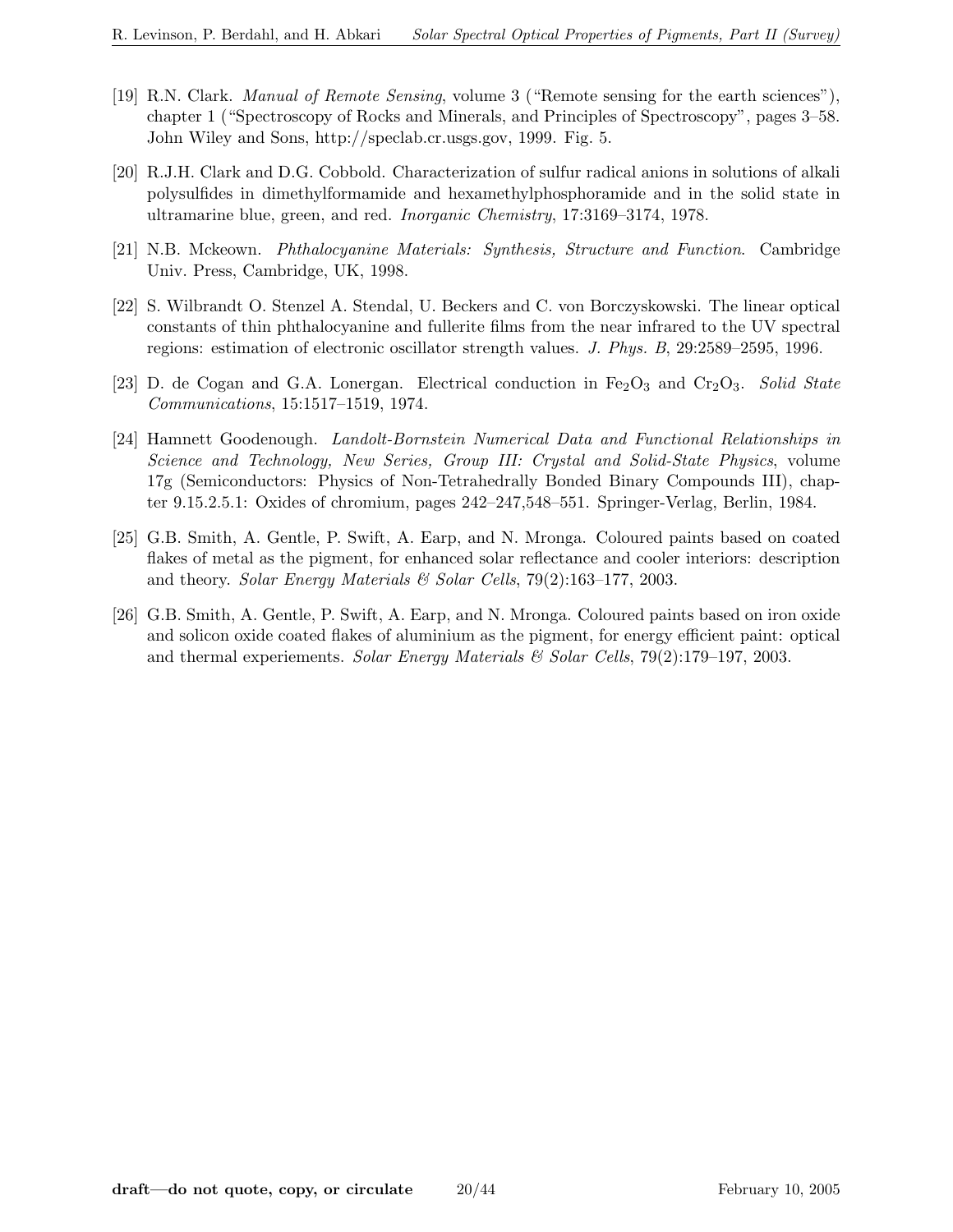[19] R.N. Clark. *Manual of Remote Sensing*, volume 3 ("Remote sensing for the earth sciences"), chapter 1 ("Spectroscopy of Rocks and Minerals, and Principles of Spectroscopy", pages 3–58. John Wiley and Sons, http://speclab.cr.usgs.gov, 1999. Fig. 5.

[20] R.J.H. Clark and D.G. Cobbold. Characterization of sulfur radical anions in solutions of alkali polysulfides in dimethylformamide and hexamethylphosphoramide and in the solid state in ultramarine blue, green, and red. *Inorganic Chemistry*, 17:3169–3174, 1978.

[21] N.B. Mckeown. *Phthalocyanine Materials: Synthesis, Structure and Function*. Cambridge Univ. Press, Cambridge, UK, 1998.

[22] S. Wilbrandt O. Stenzel A. Stendal, U. Beckers and C. von Borczyskowski. The linear optical constants of thin phthalocyanine and fullerite films from the near infrared to the UV spectral regions: estimation of electronic oscillator strength values. *J. Phys. B*, 29:2589–2595, 1996.

[23] D. de Cogan and G.A. Lonergan. Electrical conduction in $Fe_2O_3$ and $Cr_2O_3$. *Solid State Communications*, 15:1517–1519, 1974.

[24] Hamnett Goodenough. *Landolt-Bornstein Numerical Data and Functional Relationships in Science and Technology, New Series, Group III: Crystal and Solid-State Physics*, volume 17g (Semiconductors: Physics of Non-Tetrahedrally Bonded Binary Compounds III), chapter 9.15.2.5.1: Oxides of chromium, pages 242–247,548–551. Springer-Verlag, Berlin, 1984.

[25] G.B. Smith, A. Gentle, P. Swift, A. Earp, and N. Mronga. Coloured paints based on coated flakes of metal as the pigment, for enhanced solar reflectance and cooler interiors: description and theory. *Solar Energy Materials & Solar Cells*, 79(2):163–177, 2003.

[26] G.B. Smith, A. Gentle, P. Swift, A. Earp, and N. Mronga. Coloured paints based on iron oxide and solicon oxide coated flakes of aluminium as the pigment, for energy efficient paint: optical and thermal experiements. *Solar Energy Materials & Solar Cells*, 79(2):179–197, 2003.